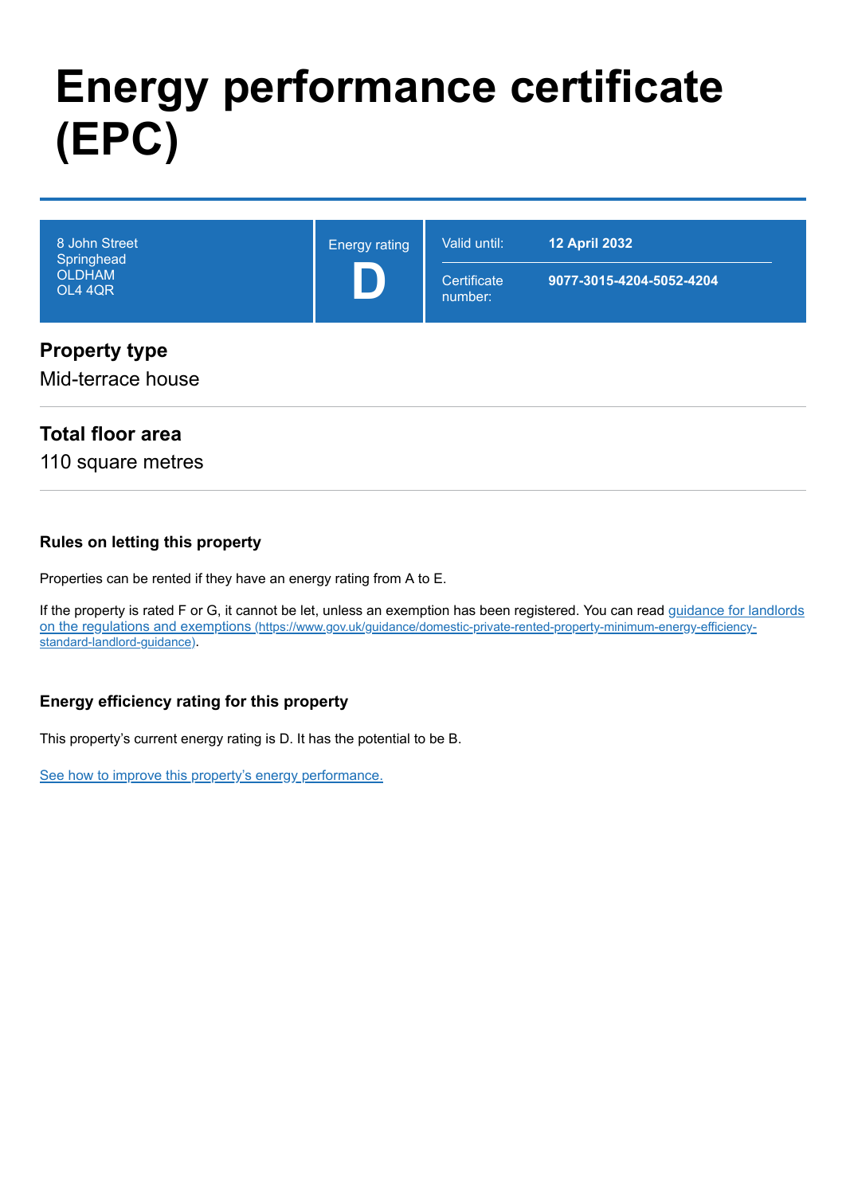# Energy performance certificate (EPC)

| | | |
|---|---|---|
| 8 John Street<br>Springhead<br>OLDHAM<br>OL4 4QR | Energy rating<br>**D** | Valid until: **12 April 2032**<br>Certificate number: **9077-3015-4204-5052-4204** |

## Property type

Mid-terrace house

## Total floor area

110 square metres

### Rules on letting this property

Properties can be rented if they have an energy rating from A to E.

If the property is rated F or G, it cannot be let, unless an exemption has been registered. You can read [guidance for landlords on the regulations and exemptions (https://www.gov.uk/guidance/domestic-private-rented-property-minimum-energy-efficiency-standard-landlord-guidance)](https://www.gov.uk/guidance/domestic-private-rented-property-minimum-energy-efficiency-standard-landlord-guidance).

### Energy efficiency rating for this property

This property's current energy rating is D. It has the potential to be B.

See how to improve this property's energy performance.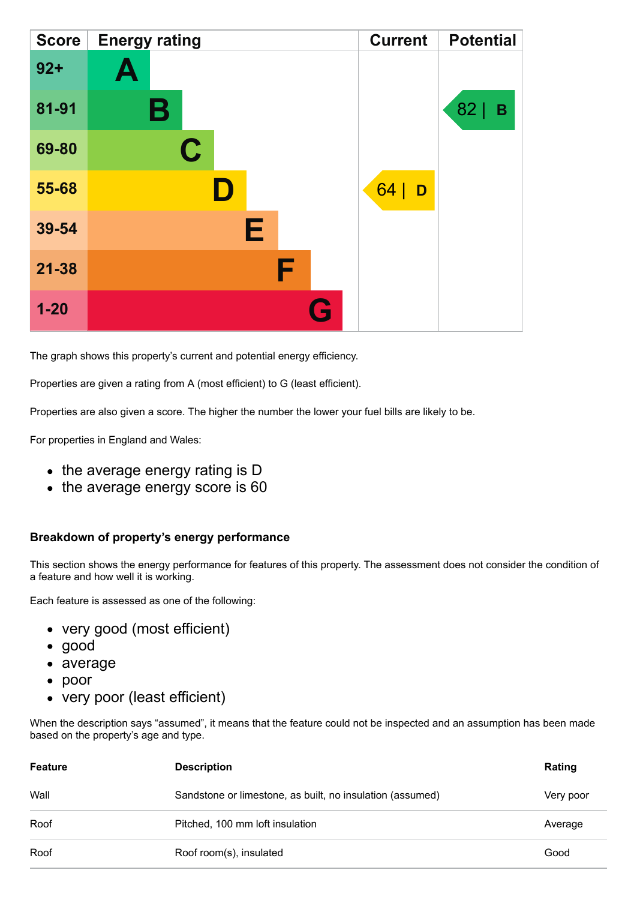| Score | Energy rating | Current | Potential |
|---|---|---|---|
| 92+ | A | | |
| 81-91 | B | | 82 &#124; B |
| 69-80 | C | | |
| 55-68 | D | 64 &#124; D | |
| 39-54 | E | | |
| 21-38 | F | | |
| 1-20 | G | | |

The graph shows this property's current and potential energy efficiency.

Properties are given a rating from A (most efficient) to G (least efficient).

Properties are also given a score. The higher the number the lower your fuel bills are likely to be.

For properties in England and Wales:

- the average energy rating is D
- the average energy score is 60

### Breakdown of property's energy performance

This section shows the energy performance for features of this property. The assessment does not consider the condition of a feature and how well it is working.

Each feature is assessed as one of the following:

- very good (most efficient)
- good
- average
- poor
- very poor (least efficient)

When the description says "assumed", it means that the feature could not be inspected and an assumption has been made based on the property's age and type.

| Feature | Description | Rating |
|---|---|---|
| Wall | Sandstone or limestone, as built, no insulation (assumed) | Very poor |
| Roof | Pitched, 100 mm loft insulation | Average |
| Roof | Roof room(s), insulated | Good |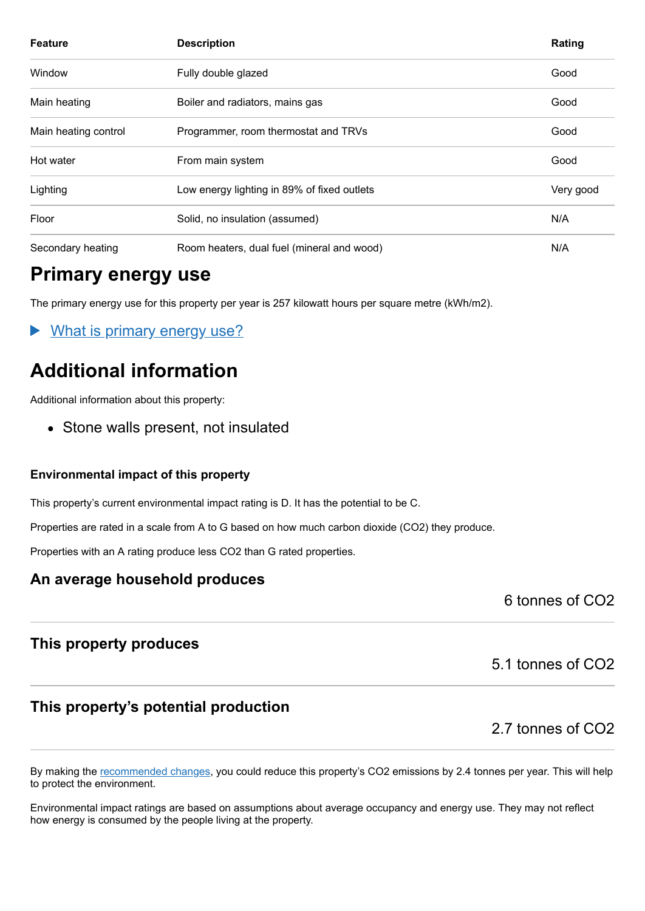| Feature | Description | Rating |
| --- | --- | --- |
| Window | Fully double glazed | Good |
| Main heating | Boiler and radiators, mains gas | Good |
| Main heating control | Programmer, room thermostat and TRVs | Good |
| Hot water | From main system | Good |
| Lighting | Low energy lighting in 89% of fixed outlets | Very good |
| Floor | Solid, no insulation (assumed) | N/A |
| Secondary heating | Room heaters, dual fuel (mineral and wood) | N/A |

# Primary energy use

The primary energy use for this property per year is 257 kilowatt hours per square metre (kWh/m2).

▶ What is primary energy use?

# Additional information

Additional information about this property:

- Stone walls present, not insulated

### Environmental impact of this property

This property's current environmental impact rating is D. It has the potential to be C.

Properties are rated in a scale from A to G based on how much carbon dioxide ($CO_2$) they produce.

Properties with an A rating produce less $CO_2$ than G rated properties.

## An average household produces

6 tonnes of $CO_2$

## This property produces

5.1 tonnes of $CO_2$

## This property's potential production

2.7 tonnes of $CO_2$

By making the recommended changes, you could reduce this property's $CO_2$ emissions by 2.4 tonnes per year. This will help to protect the environment.

Environmental impact ratings are based on assumptions about average occupancy and energy use. They may not reflect how energy is consumed by the people living at the property.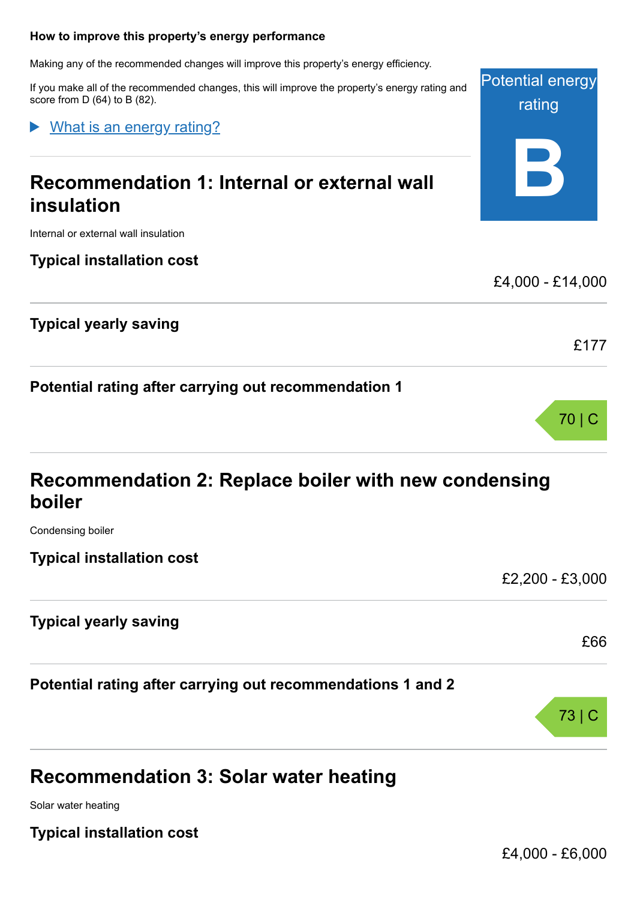### How to improve this property's energy performance

Making any of the recommended changes will improve this property's energy efficiency.

If you make all of the recommended changes, this will improve the property's energy rating and score from D (64) to B (82).

Potential energy rating

**B**

▶ What is an energy rating?

## Recommendation 1: Internal or external wall insulation

Internal or external wall insulation

**Typical installation cost**

£4,000 - £14,000

**Typical yearly saving**

£177

**Potential rating after carrying out recommendation 1**

70 | C

## Recommendation 2: Replace boiler with new condensing boiler

Condensing boiler

**Typical installation cost**

£2,200 - £3,000

**Typical yearly saving**

£66

**Potential rating after carrying out recommendations 1 and 2**

73 | C

## Recommendation 3: Solar water heating

Solar water heating

**Typical installation cost**

£4,000 - £6,000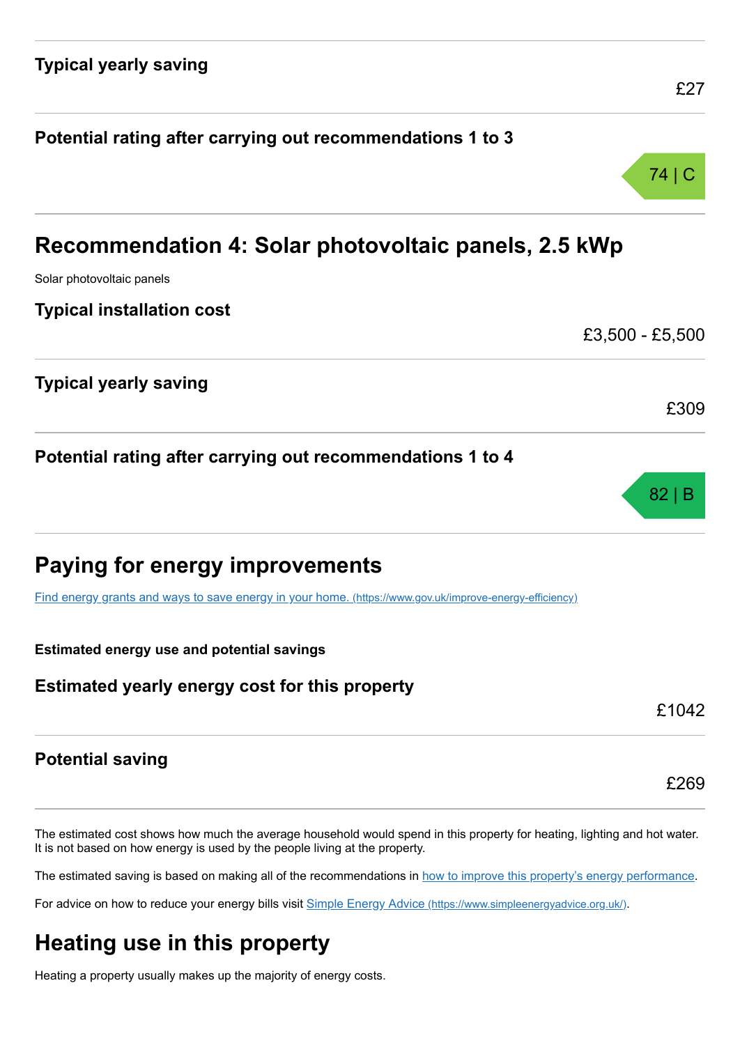### Typical yearly saving

£27

### Potential rating after carrying out recommendations 1 to 3

74 | C

## Recommendation 4: Solar photovoltaic panels, 2.5 kWp

Solar photovoltaic panels

### Typical installation cost

£3,500 - £5,500

### Typical yearly saving

£309

### Potential rating after carrying out recommendations 1 to 4

82 | B

## Paying for energy improvements

[Find energy grants and ways to save energy in your home. (https://www.gov.uk/improve-energy-efficiency)](https://www.gov.uk/improve-energy-efficiency)

**Estimated energy use and potential savings**

### Estimated yearly energy cost for this property

£1042

### Potential saving

£269

The estimated cost shows how much the average household would spend in this property for heating, lighting and hot water. It is not based on how energy is used by the people living at the property.

The estimated saving is based on making all of the recommendations in how to improve this property's energy performance.

For advice on how to reduce your energy bills visit [Simple Energy Advice (https://www.simpleenergyadvice.org.uk/)](https://www.simpleenergyadvice.org.uk/).

## Heating use in this property

Heating a property usually makes up the majority of energy costs.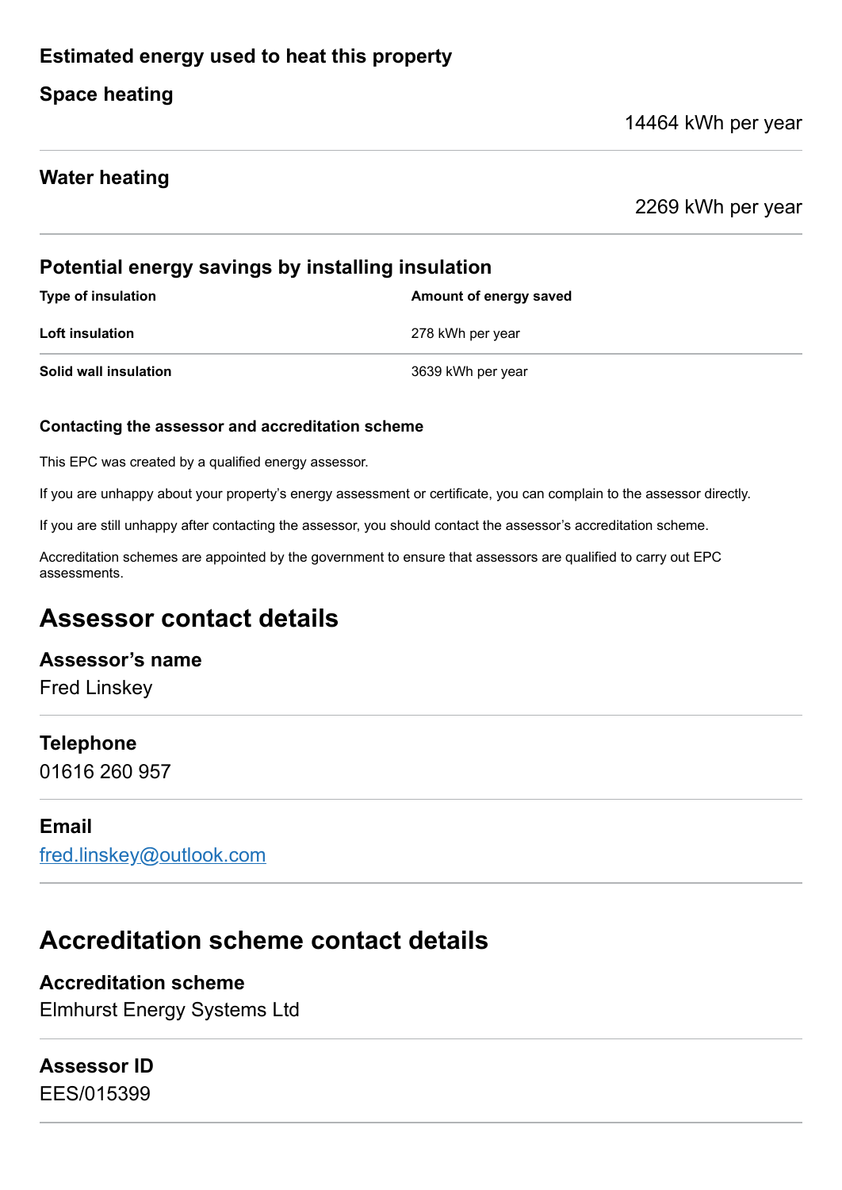## Estimated energy used to heat this property

### Space heating

14464 kWh per year

### Water heating

2269 kWh per year

### Potential energy savings by installing insulation

| Type of insulation | Amount of energy saved |
| --- | --- |
| **Loft insulation** | 278 kWh per year |
| **Solid wall insulation** | 3639 kWh per year |

#### Contacting the assessor and accreditation scheme

This EPC was created by a qualified energy assessor.

If you are unhappy about your property's energy assessment or certificate, you can complain to the assessor directly.

If you are still unhappy after contacting the assessor, you should contact the assessor's accreditation scheme.

Accreditation schemes are appointed by the government to ensure that assessors are qualified to carry out EPC assessments.

## Assessor contact details

### Assessor's name
Fred Linskey

### Telephone
01616 260 957

### Email
fred.linskey@outlook.com

## Accreditation scheme contact details

### Accreditation scheme
Elmhurst Energy Systems Ltd

### Assessor ID
EES/015399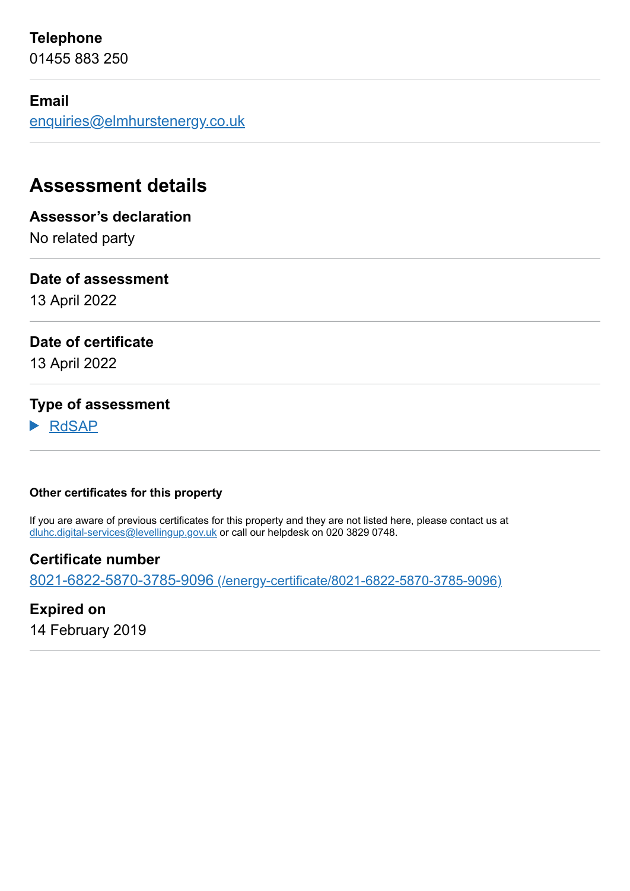**Telephone**

01455 883 250

**Email**

enquiries@elmhurstenergy.co.uk

## Assessment details

**Assessor's declaration**

No related party

**Date of assessment**

13 April 2022

**Date of certificate**

13 April 2022

**Type of assessment**

▶ RdSAP

**Other certificates for this property**

If you are aware of previous certificates for this property and they are not listed here, please contact us at dluhc.digital-services@levellingup.gov.uk or call our helpdesk on 020 3829 0748.

**Certificate number**

8021-6822-5870-3785-9096 (/energy-certificate/8021-6822-5870-3785-9096)

**Expired on**

14 February 2019